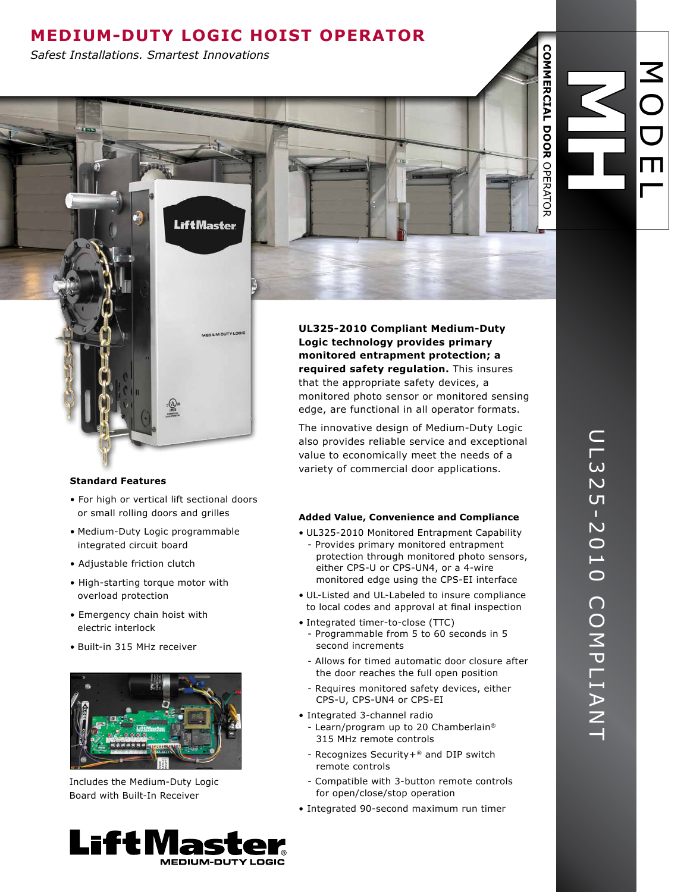# MEDIUM-DUTY LOGIC HOIST OPERATOR

*Safest Installations. Smartest Innovations*

**COMMERCIAL DOOR** OPERATOR

MODEL **MH**

UL325-2010 COMPLIANT

**UL325-2010 Compliant Medium-Duty Logic technology provides primary monitored entrapment protection; a required safety regulation.** This insures that the appropriate safety devices, a monitored photo sensor or monitored sensing edge, are functional in all operator formats.

The innovative design of Medium-Duty Logic also provides reliable service and exceptional value to economically meet the needs of a variety of commercial door applications.

### Standard Features

- For high or vertical lift sectional doors or small rolling doors and grilles
- Medium-Duty Logic programmable integrated circuit board
- Adjustable friction clutch
- High-starting torque motor with overload protection
- Emergency chain hoist with electric interlock
- Built-in 315 MHz receiver

Includes the Medium-Duty Logic Board with Built-In Receiver

### Added Value, Convenience and Compliance

- UL325-2010 Monitored Entrapment Capability
  - Provides primary monitored entrapment protection through monitored photo sensors, either CPS-U or CPS-UN4, or a 4-wire monitored edge using the CPS-EI interface
- UL-Listed and UL-Labeled to insure compliance to local codes and approval at final inspection
- Integrated timer-to-close (TTC)
  - Programmable from 5 to 60 seconds in 5 second increments
  - Allows for timed automatic door closure after the door reaches the full open position
  - Requires monitored safety devices, either CPS-U, CPS-UN4 or CPS-EI
- Integrated 3-channel radio
  - Learn/program up to 20 Chamberlain® 315 MHz remote controls
  - Recognizes Security+® and DIP switch remote controls
  - Compatible with 3-button remote controls for open/close/stop operation
- Integrated 90-second maximum run timer

LiftMaster® MEDIUM-DUTY LOGIC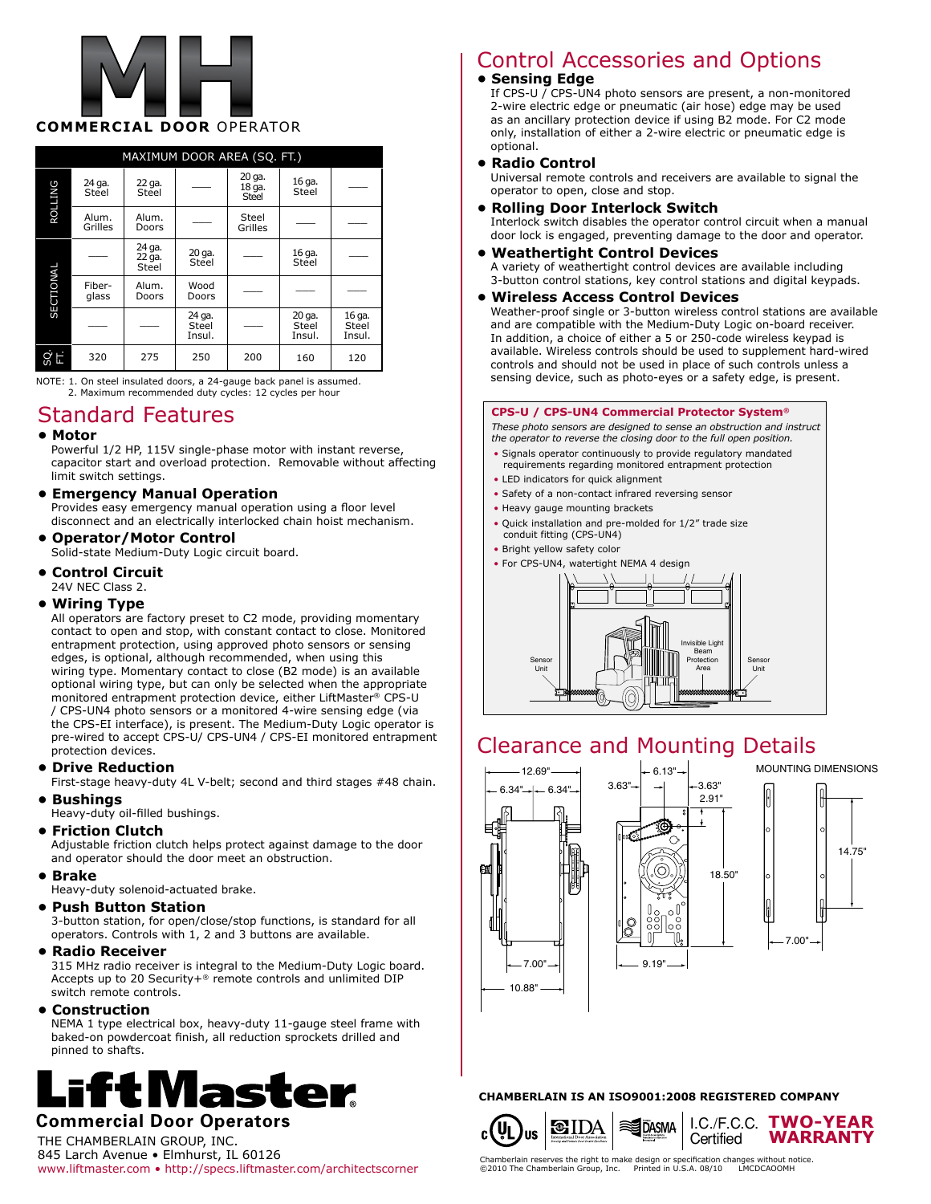# MH

**COMMERCIAL DOOR** OPERATOR

| MAXIMUM DOOR AREA (SQ. FT.) | | | | | | |
|---|---|---|---|---|---|---|
| ROLLING | 24 ga. Steel | 22 ga. Steel | —— | 20 ga. 18 ga. Steel | 16 ga. Steel | —— |
| ROLLING | Alum. Grilles | Alum. Doors | —— | Steel Grilles | —— | —— |
| SECTIONAL | —— | 24 ga. 22 ga. Steel | 20 ga. Steel | —— | 16 ga. Steel | —— |
| SECTIONAL | Fiber-glass | Alum. Doors | Wood Doors | —— | —— | —— |
| SECTIONAL | —— | —— | 24 ga. Steel Insul. | —— | 20 ga. Steel Insul. | 16 ga. Steel Insul. |
| SQ. FT. | 320 | 275 | 250 | 200 | 160 | 120 |

NOTE: 1. On steel insulated doors, a 24-gauge back panel is assumed.
2. Maximum recommended duty cycles: 12 cycles per hour

## Standard Features

- **Motor**
  Powerful 1/2 HP, 115V single-phase motor with instant reverse, capacitor start and overload protection. Removable without affecting limit switch settings.
- **Emergency Manual Operation**
  Provides easy emergency manual operation using a floor level disconnect and an electrically interlocked chain hoist mechanism.
- **Operator/Motor Control**
  Solid-state Medium-Duty Logic circuit board.
- **Control Circuit**
  24V NEC Class 2.
- **Wiring Type**
  All operators are factory preset to C2 mode, providing momentary contact to open and stop, with constant contact to close. Monitored entrapment protection, using approved photo sensors or sensing edges, is optional, although recommended, when using this wiring type. Momentary contact to close (B2 mode) is an available optional wiring type, but can only be selected when the appropriate monitored entrapment protection device, either LiftMaster® CPS-U / CPS-UN4 photo sensors or a monitored 4-wire sensing edge (via the CPS-EI interface), is present. The Medium-Duty Logic operator is pre-wired to accept CPS-U/ CPS-UN4 / CPS-EI monitored entrapment protection devices.
- **Drive Reduction**
  First-stage heavy-duty 4L V-belt; second and third stages #48 chain.
- **Bushings**
  Heavy-duty oil-filled bushings.
- **Friction Clutch**
  Adjustable friction clutch helps protect against damage to the door and operator should the door meet an obstruction.
- **Brake**
  Heavy-duty solenoid-actuated brake.
- **Push Button Station**
  3-button station, for open/close/stop functions, is standard for all operators. Controls with 1, 2 and 3 buttons are available.
- **Radio Receiver**
  315 MHz radio receiver is integral to the Medium-Duty Logic board. Accepts up to 20 Security+® remote controls and unlimited DIP switch remote controls.
- **Construction**
  NEMA 1 type electrical box, heavy-duty 11-gauge steel frame with baked-on powdercoat finish, all reduction sprockets drilled and pinned to shafts.

**LiftMaster®**
**Commercial Door Operators**

THE CHAMBERLAIN GROUP, INC.
845 Larch Avenue • Elmhurst, IL 60126
www.liftmaster.com • http://specs.liftmaster.com/architectscorner

## Control Accessories and Options

- **Sensing Edge**
  If CPS-U / CPS-UN4 photo sensors are present, a non-monitored 2-wire electric edge or pneumatic (air hose) edge may be used as an ancillary protection device if using B2 mode. For C2 mode only, installation of either a 2-wire electric or pneumatic edge is optional.
- **Radio Control**
  Universal remote controls and receivers are available to signal the operator to open, close and stop.
- **Rolling Door Interlock Switch**
  Interlock switch disables the operator control circuit when a manual door lock is engaged, preventing damage to the door and operator.
- **Weathertight Control Devices**
  A variety of weathertight control devices are available including 3-button control stations, key control stations and digital keypads.
- **Wireless Access Control Devices**
  Weather-proof single or 3-button wireless control stations are available and are compatible with the Medium-Duty Logic on-board receiver. In addition, a choice of either a 5 or 250-code wireless keypad is available. Wireless controls should be used to supplement hard-wired controls and should not be used in place of such controls unless a sensing device, such as photo-eyes or a safety edge, is present.

**CPS-U / CPS-UN4 Commercial Protector System®**

*These photo sensors are designed to sense an obstruction and instruct the operator to reverse the closing door to the full open position.*

- Signals operator continuously to provide regulatory mandated requirements regarding monitored entrapment protection
- LED indicators for quick alignment
- Safety of a non-contact infrared reversing sensor
- Heavy gauge mounting brackets
- Quick installation and pre-molded for 1/2" trade size conduit fitting (CPS-UN4)
- Bright yellow safety color
- For CPS-UN4, watertight NEMA 4 design

Sensor Unit
Invisible Light Beam Protection Area
Sensor Unit

## Clearance and Mounting Details

12.69"
6.34"
6.34"
7.00"
10.88"
6.13"
3.63"
3.63"
2.91"
18.50"
9.19"
MOUNTING DIMENSIONS
14.75"
7.00"

**CHAMBERLAIN IS AN ISO9001:2008 REGISTERED COMPANY**

c UL us | IDA | DASMA | I.C./F.C.C. Certified | **TWO-YEAR WARRANTY**

Chamberlain reserves the right to make design or specification changes without notice.
©2010 The Chamberlain Group, Inc. Printed in U.S.A. 08/10 LMCDCAOOMH